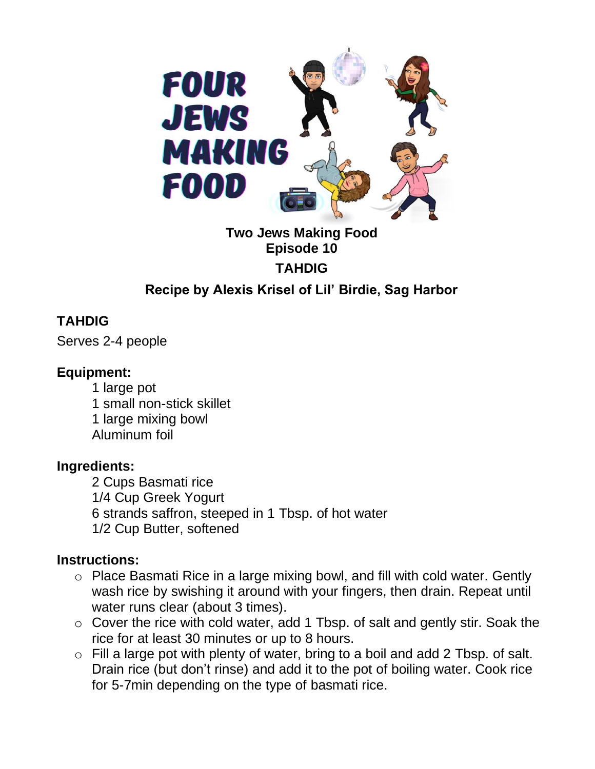FOUR JEWS MAKING FOOD

**Two Jews Making Food**
**Episode 10**

**TAHDIG**

**Recipe by Alexis Krisel of Lil' Birdie, Sag Harbor**

## TAHDIG

Serves 2-4 people

### Equipment:

1 large pot
1 small non-stick skillet
1 large mixing bowl
Aluminum foil

### Ingredients:

2 Cups Basmati rice
1/4 Cup Greek Yogurt
6 strands saffron, steeped in 1 Tbsp. of hot water
1/2 Cup Butter, softened

### Instructions:

- Place Basmati Rice in a large mixing bowl, and fill with cold water. Gently wash rice by swishing it around with your fingers, then drain. Repeat until water runs clear (about 3 times).
- Cover the rice with cold water, add 1 Tbsp. of salt and gently stir. Soak the rice for at least 30 minutes or up to 8 hours.
- Fill a large pot with plenty of water, bring to a boil and add 2 Tbsp. of salt. Drain rice (but don't rinse) and add it to the pot of boiling water. Cook rice for 5-7min depending on the type of basmati rice.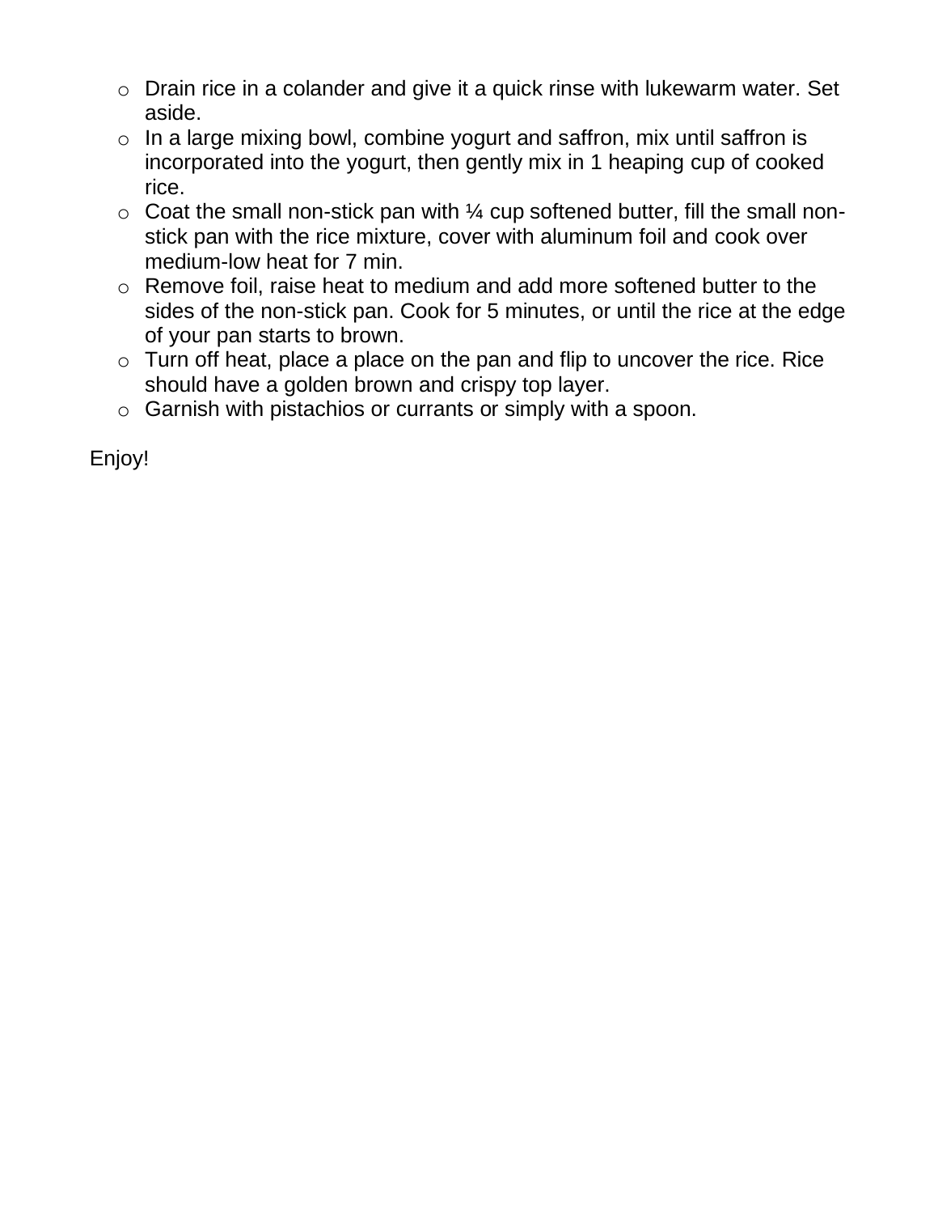- Drain rice in a colander and give it a quick rinse with lukewarm water. Set aside.
- In a large mixing bowl, combine yogurt and saffron, mix until saffron is incorporated into the yogurt, then gently mix in 1 heaping cup of cooked rice.
- Coat the small non-stick pan with ¼ cup softened butter, fill the small non-stick pan with the rice mixture, cover with aluminum foil and cook over medium-low heat for 7 min.
- Remove foil, raise heat to medium and add more softened butter to the sides of the non-stick pan. Cook for 5 minutes, or until the rice at the edge of your pan starts to brown.
- Turn off heat, place a place on the pan and flip to uncover the rice. Rice should have a golden brown and crispy top layer.
- Garnish with pistachios or currants or simply with a spoon.

Enjoy!